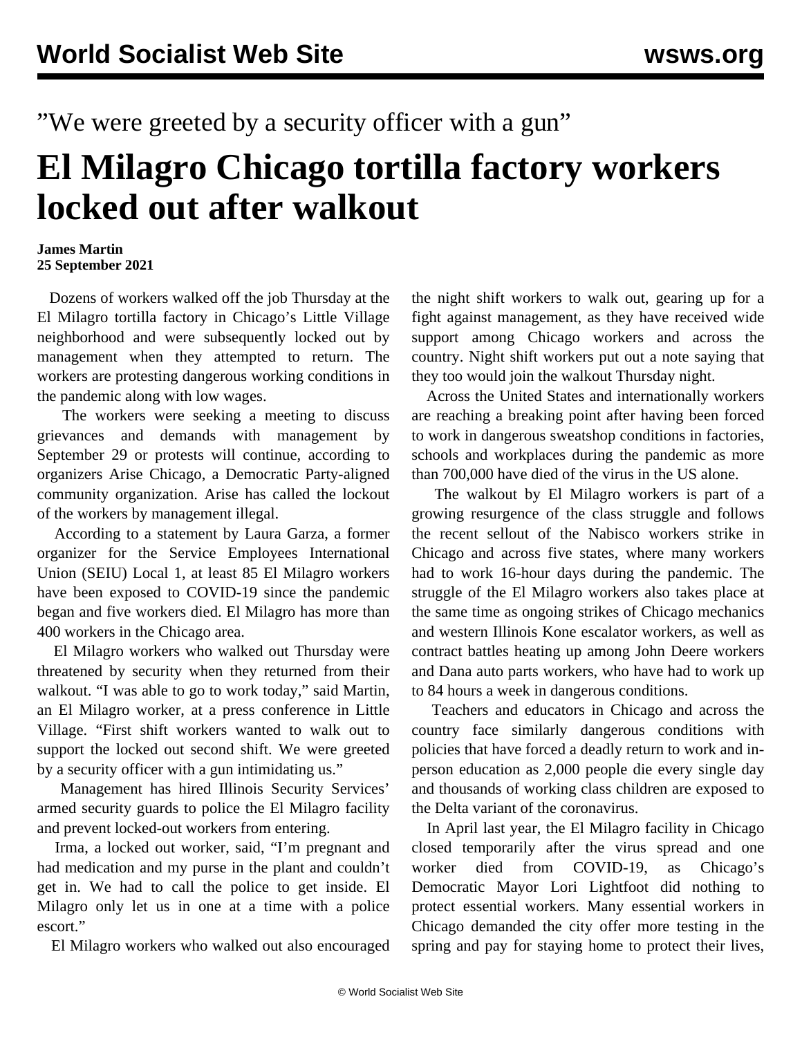”We were greeted by a security officer with a gun”

# El Milagro Chicago tortilla factory workers locked out after walkout

**James Martin**
**25 September 2021**

Dozens of workers walked off the job Thursday at the El Milagro tortilla factory in Chicago's Little Village neighborhood and were subsequently locked out by management when they attempted to return. The workers are protesting dangerous working conditions in the pandemic along with low wages.

The workers were seeking a meeting to discuss grievances and demands with management by September 29 or protests will continue, according to organizers Arise Chicago, a Democratic Party-aligned community organization. Arise has called the lockout of the workers by management illegal.

According to a statement by Laura Garza, a former organizer for the Service Employees International Union (SEIU) Local 1, at least 85 El Milagro workers have been exposed to COVID-19 since the pandemic began and five workers died. El Milagro has more than 400 workers in the Chicago area.

El Milagro workers who walked out Thursday were threatened by security when they returned from their walkout. "I was able to go to work today," said Martin, an El Milagro worker, at a press conference in Little Village. "First shift workers wanted to walk out to support the locked out second shift. We were greeted by a security officer with a gun intimidating us."

Management has hired Illinois Security Services' armed security guards to police the El Milagro facility and prevent locked-out workers from entering.

Irma, a locked out worker, said, "I'm pregnant and had medication and my purse in the plant and couldn't get in. We had to call the police to get inside. El Milagro only let us in one at a time with a police escort."

El Milagro workers who walked out also encouraged the night shift workers to walk out, gearing up for a fight against management, as they have received wide support among Chicago workers and across the country. Night shift workers put out a note saying that they too would join the walkout Thursday night.

Across the United States and internationally workers are reaching a breaking point after having been forced to work in dangerous sweatshop conditions in factories, schools and workplaces during the pandemic as more than 700,000 have died of the virus in the US alone.

The walkout by El Milagro workers is part of a growing resurgence of the class struggle and follows the recent sellout of the Nabisco workers strike in Chicago and across five states, where many workers had to work 16-hour days during the pandemic. The struggle of the El Milagro workers also takes place at the same time as ongoing strikes of Chicago mechanics and western Illinois Kone escalator workers, as well as contract battles heating up among John Deere workers and Dana auto parts workers, who have had to work up to 84 hours a week in dangerous conditions.

Teachers and educators in Chicago and across the country face similarly dangerous conditions with policies that have forced a deadly return to work and in-person education as 2,000 people die every single day and thousands of working class children are exposed to the Delta variant of the coronavirus.

In April last year, the El Milagro facility in Chicago closed temporarily after the virus spread and one worker died from COVID-19, as Chicago's Democratic Mayor Lori Lightfoot did nothing to protect essential workers. Many essential workers in Chicago demanded the city offer more testing in the spring and pay for staying home to protect their lives,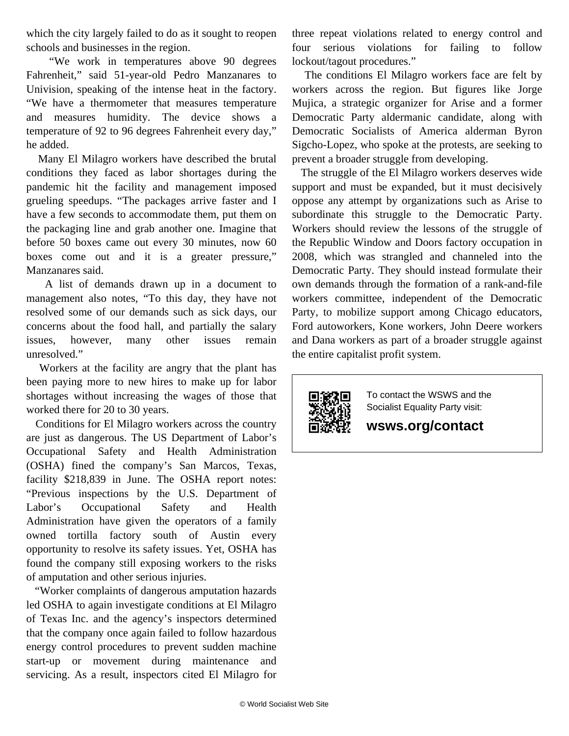which the city largely failed to do as it sought to reopen schools and businesses in the region.

"We work in temperatures above 90 degrees Fahrenheit," said 51-year-old Pedro Manzanares to Univision, speaking of the intense heat in the factory. "We have a thermometer that measures temperature and measures humidity. The device shows a temperature of 92 to 96 degrees Fahrenheit every day," he added.

Many El Milagro workers have described the brutal conditions they faced as labor shortages during the pandemic hit the facility and management imposed grueling speedups. "The packages arrive faster and I have a few seconds to accommodate them, put them on the packaging line and grab another one. Imagine that before 50 boxes came out every 30 minutes, now 60 boxes come out and it is a greater pressure," Manzanares said.

A list of demands drawn up in a document to management also notes, "To this day, they have not resolved some of our demands such as sick days, our concerns about the food hall, and partially the salary issues, however, many other issues remain unresolved."

Workers at the facility are angry that the plant has been paying more to new hires to make up for labor shortages without increasing the wages of those that worked there for 20 to 30 years.

Conditions for El Milagro workers across the country are just as dangerous. The US Department of Labor's Occupational Safety and Health Administration (OSHA) fined the company's San Marcos, Texas, facility $218,839 in June. The OSHA report notes: "Previous inspections by the U.S. Department of Labor's Occupational Safety and Health Administration have given the operators of a family owned tortilla factory south of Austin every opportunity to resolve its safety issues. Yet, OSHA has found the company still exposing workers to the risks of amputation and other serious injuries.

"Worker complaints of dangerous amputation hazards led OSHA to again investigate conditions at El Milagro of Texas Inc. and the agency's inspectors determined that the company once again failed to follow hazardous energy control procedures to prevent sudden machine start-up or movement during maintenance and servicing. As a result, inspectors cited El Milagro for three repeat violations related to energy control and four serious violations for failing to follow lockout/tagout procedures."

The conditions El Milagro workers face are felt by workers across the region. But figures like Jorge Mujica, a strategic organizer for Arise and a former Democratic Party aldermanic candidate, along with Democratic Socialists of America alderman Byron Sigcho-Lopez, who spoke at the protests, are seeking to prevent a broader struggle from developing.

The struggle of the El Milagro workers deserves wide support and must be expanded, but it must decisively oppose any attempt by organizations such as Arise to subordinate this struggle to the Democratic Party. Workers should review the lessons of the struggle of the Republic Window and Doors factory occupation in 2008, which was strangled and channeled into the Democratic Party. They should instead formulate their own demands through the formation of a rank-and-file workers committee, independent of the Democratic Party, to mobilize support among Chicago educators, Ford autoworkers, Kone workers, John Deere workers and Dana workers as part of a broader struggle against the entire capitalist profit system.

To contact the WSWS and the Socialist Equality Party visit:

**wsws.org/contact**